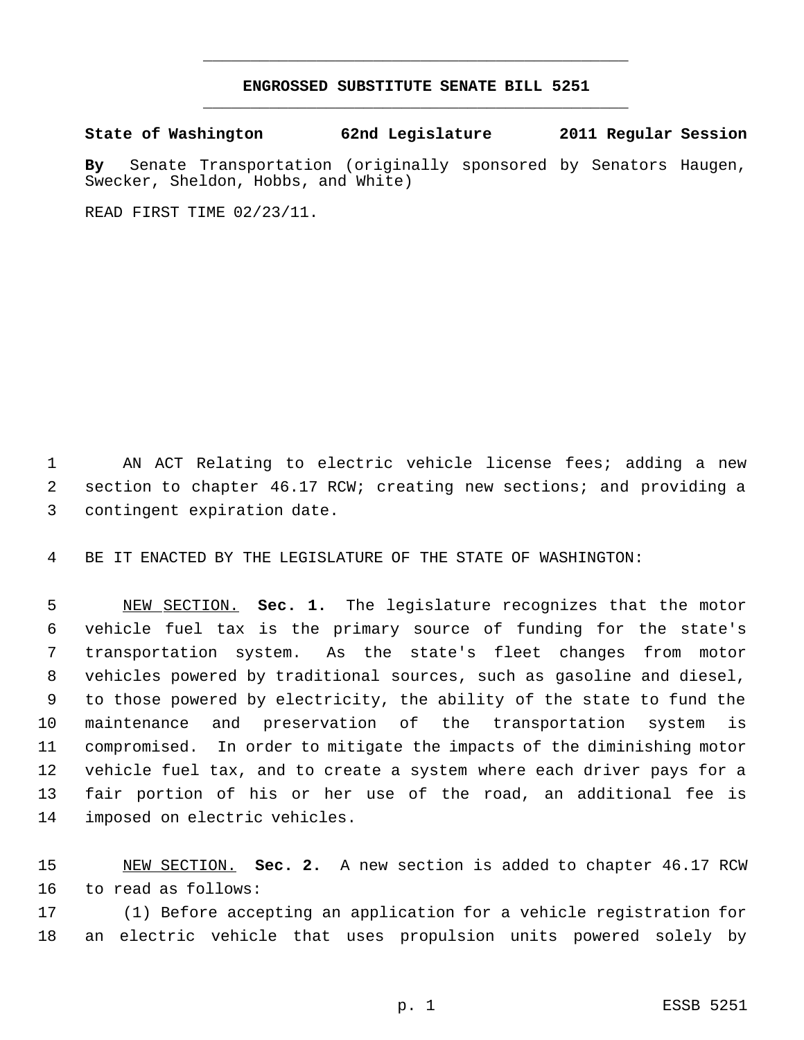# ENGROSSED SUBSTITUTE SENATE BILL 5251

**State of Washington 62nd Legislature 2011 Regular Session**

**By** Senate Transportation (originally sponsored by Senators Haugen, Swecker, Sheldon, Hobbs, and White)

READ FIRST TIME 02/23/11.

AN ACT Relating to electric vehicle license fees; adding a new section to chapter 46.17 RCW; creating new sections; and providing a contingent expiration date.

BE IT ENACTED BY THE LEGISLATURE OF THE STATE OF WASHINGTON:

NEW SECTION. **Sec. 1.** The legislature recognizes that the motor vehicle fuel tax is the primary source of funding for the state's transportation system. As the state's fleet changes from motor vehicles powered by traditional sources, such as gasoline and diesel, to those powered by electricity, the ability of the state to fund the maintenance and preservation of the transportation system is compromised. In order to mitigate the impacts of the diminishing motor vehicle fuel tax, and to create a system where each driver pays for a fair portion of his or her use of the road, an additional fee is imposed on electric vehicles.

NEW SECTION. **Sec. 2.** A new section is added to chapter 46.17 RCW to read as follows:

(1) Before accepting an application for a vehicle registration for an electric vehicle that uses propulsion units powered solely by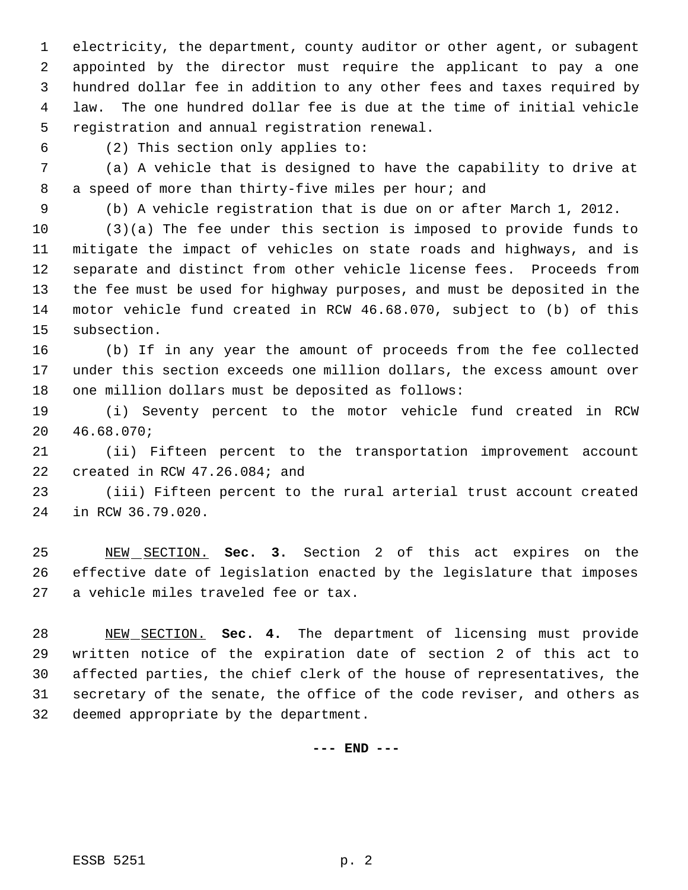electricity, the department, county auditor or other agent, or subagent appointed by the director must require the applicant to pay a one hundred dollar fee in addition to any other fees and taxes required by law. The one hundred dollar fee is due at the time of initial vehicle registration and annual registration renewal.

(2) This section only applies to:

(a) A vehicle that is designed to have the capability to drive at a speed of more than thirty-five miles per hour; and

(b) A vehicle registration that is due on or after March 1, 2012.

(3)(a) The fee under this section is imposed to provide funds to mitigate the impact of vehicles on state roads and highways, and is separate and distinct from other vehicle license fees. Proceeds from the fee must be used for highway purposes, and must be deposited in the motor vehicle fund created in RCW 46.68.070, subject to (b) of this subsection.

(b) If in any year the amount of proceeds from the fee collected under this section exceeds one million dollars, the excess amount over one million dollars must be deposited as follows:

(i) Seventy percent to the motor vehicle fund created in RCW 46.68.070;

(ii) Fifteen percent to the transportation improvement account created in RCW 47.26.084; and

(iii) Fifteen percent to the rural arterial trust account created in RCW 36.79.020.

NEW SECTION. **Sec. 3.** Section 2 of this act expires on the effective date of legislation enacted by the legislature that imposes a vehicle miles traveled fee or tax.

NEW SECTION. **Sec. 4.** The department of licensing must provide written notice of the expiration date of section 2 of this act to affected parties, the chief clerk of the house of representatives, the secretary of the senate, the office of the code reviser, and others as deemed appropriate by the department.

**--- END ---**